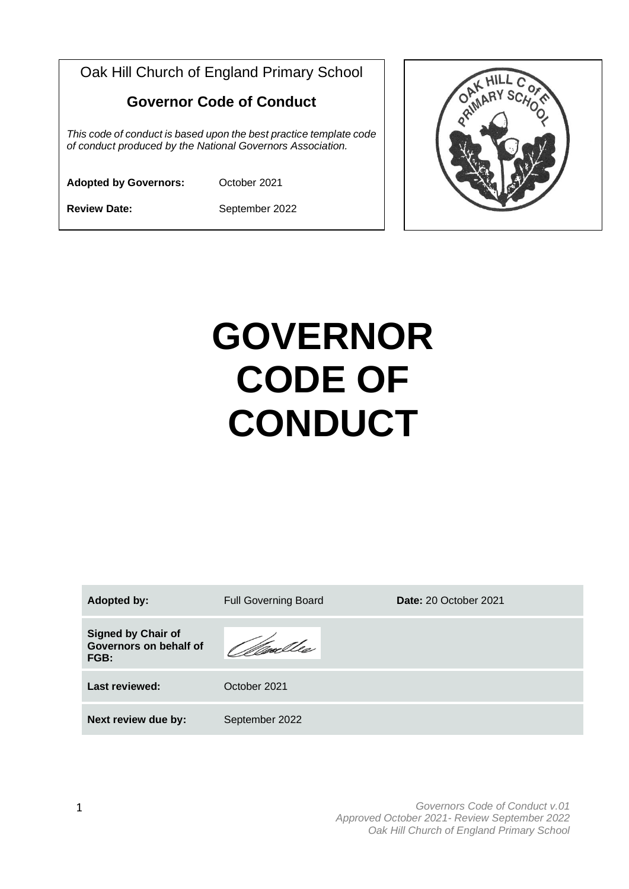Oak Hill Church of England Primary School

**Governor Code of Conduct**

*This code of conduct is based upon the best practice template code of conduct produced by the National Governors Association.*

**Adopted by Governors:** October 2021

**Review Date:** September 2022

# GOVERNOR CODE OF CONDUCT

| **Adopted by:** | Full Governing Board | **Date:** 20 October 2021 |
|---|---|---|
| **Signed by Chair of Governors on behalf of FGB:** | | |
| **Last reviewed:** | October 2021 | |
| **Next review due by:** | September 2022 | |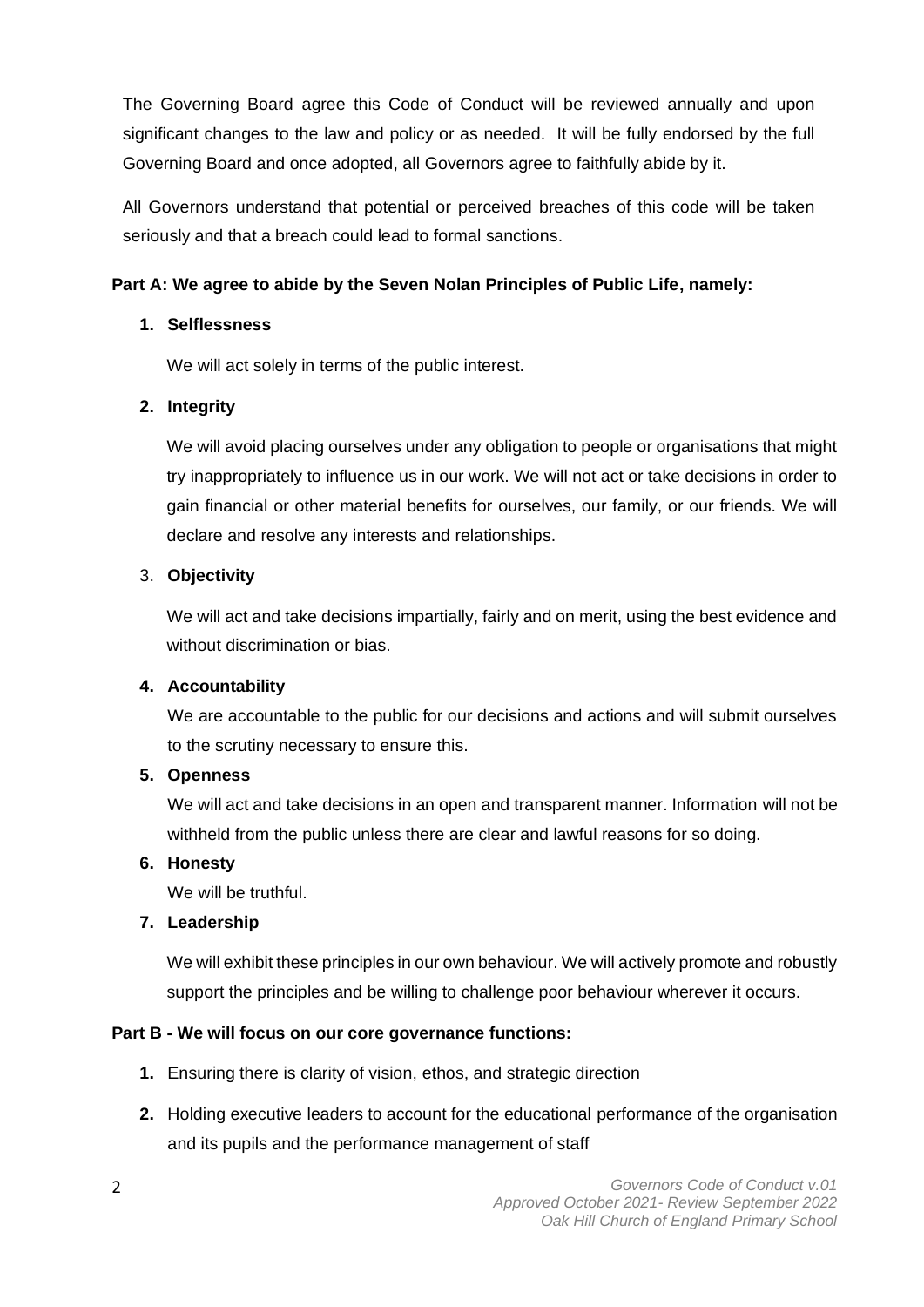The Governing Board agree this Code of Conduct will be reviewed annually and upon significant changes to the law and policy or as needed. It will be fully endorsed by the full Governing Board and once adopted, all Governors agree to faithfully abide by it.

All Governors understand that potential or perceived breaches of this code will be taken seriously and that a breach could lead to formal sanctions.

**Part A: We agree to abide by the Seven Nolan Principles of Public Life, namely:**

1. **Selflessness**

   We will act solely in terms of the public interest.

2. **Integrity**

   We will avoid placing ourselves under any obligation to people or organisations that might try inappropriately to influence us in our work. We will not act or take decisions in order to gain financial or other material benefits for ourselves, our family, or our friends. We will declare and resolve any interests and relationships.

3. **Objectivity**

   We will act and take decisions impartially, fairly and on merit, using the best evidence and without discrimination or bias.

4. **Accountability**

   We are accountable to the public for our decisions and actions and will submit ourselves to the scrutiny necessary to ensure this.

5. **Openness**

   We will act and take decisions in an open and transparent manner. Information will not be withheld from the public unless there are clear and lawful reasons for so doing.

6. **Honesty**

   We will be truthful.

7. **Leadership**

   We will exhibit these principles in our own behaviour. We will actively promote and robustly support the principles and be willing to challenge poor behaviour wherever it occurs.

**Part B - We will focus on our core governance functions:**

1. Ensuring there is clarity of vision, ethos, and strategic direction
2. Holding executive leaders to account for the educational performance of the organisation and its pupils and the performance management of staff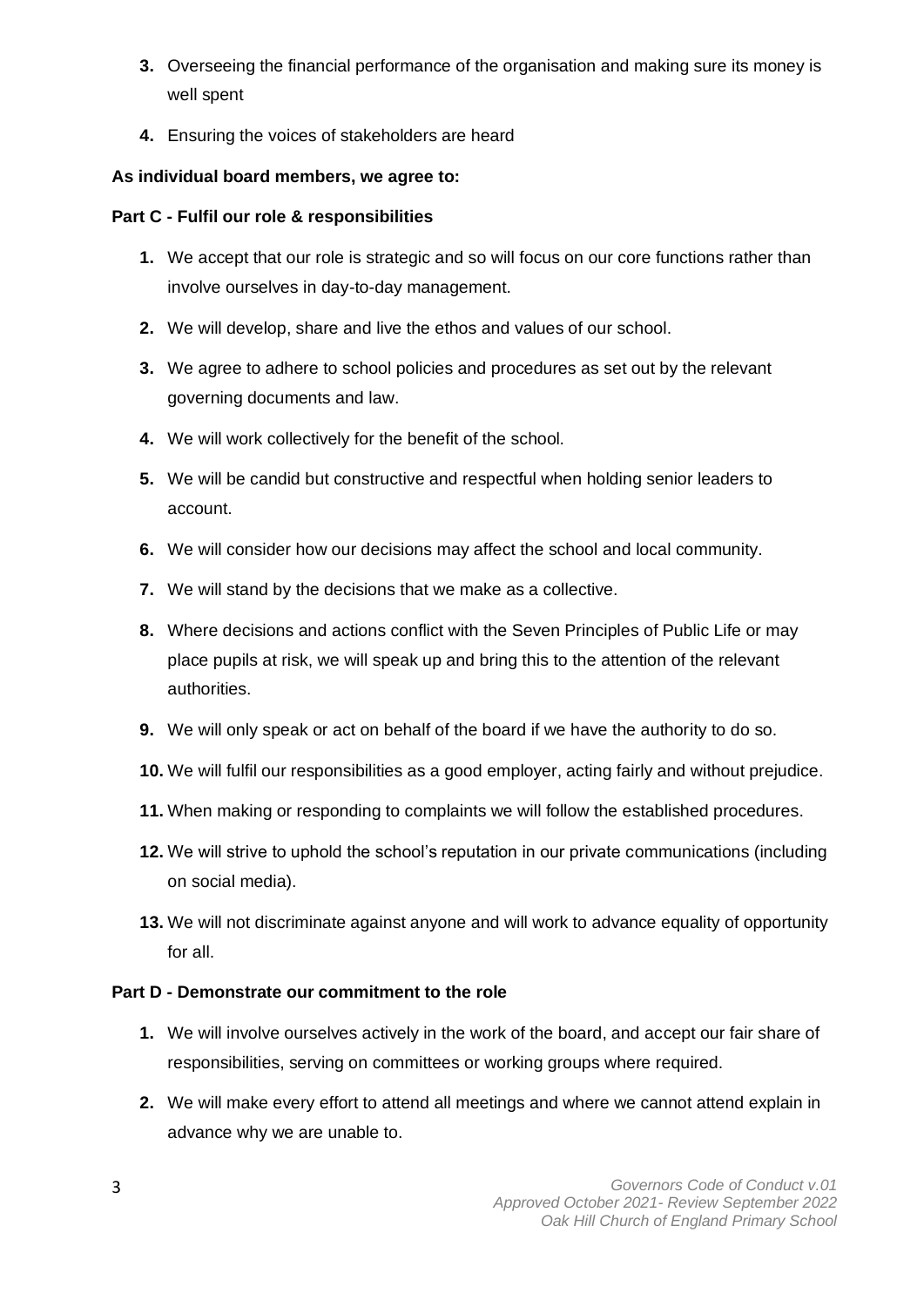3. Overseeing the financial performance of the organisation and making sure its money is well spent
4. Ensuring the voices of stakeholders are heard

**As individual board members, we agree to:**

**Part C - Fulfil our role & responsibilities**

1. We accept that our role is strategic and so will focus on our core functions rather than involve ourselves in day-to-day management.
2. We will develop, share and live the ethos and values of our school.
3. We agree to adhere to school policies and procedures as set out by the relevant governing documents and law.
4. We will work collectively for the benefit of the school.
5. We will be candid but constructive and respectful when holding senior leaders to account.
6. We will consider how our decisions may affect the school and local community.
7. We will stand by the decisions that we make as a collective.
8. Where decisions and actions conflict with the Seven Principles of Public Life or may place pupils at risk, we will speak up and bring this to the attention of the relevant authorities.
9. We will only speak or act on behalf of the board if we have the authority to do so.
10. We will fulfil our responsibilities as a good employer, acting fairly and without prejudice.
11. When making or responding to complaints we will follow the established procedures.
12. We will strive to uphold the school's reputation in our private communications (including on social media).
13. We will not discriminate against anyone and will work to advance equality of opportunity for all.

**Part D - Demonstrate our commitment to the role**

1. We will involve ourselves actively in the work of the board, and accept our fair share of responsibilities, serving on committees or working groups where required.
2. We will make every effort to attend all meetings and where we cannot attend explain in advance why we are unable to.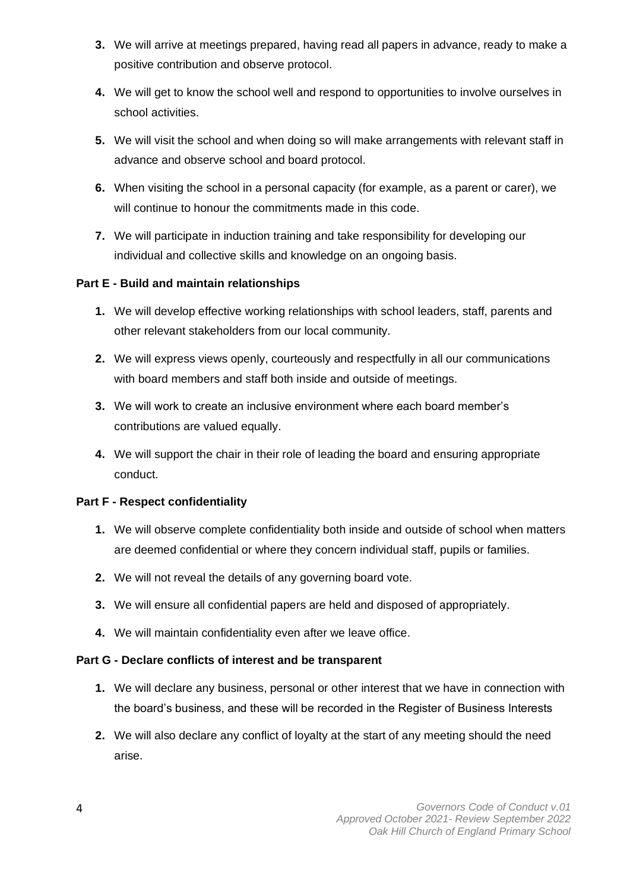3. We will arrive at meetings prepared, having read all papers in advance, ready to make a positive contribution and observe protocol.
4. We will get to know the school well and respond to opportunities to involve ourselves in school activities.
5. We will visit the school and when doing so will make arrangements with relevant staff in advance and observe school and board protocol.
6. When visiting the school in a personal capacity (for example, as a parent or carer), we will continue to honour the commitments made in this code.
7. We will participate in induction training and take responsibility for developing our individual and collective skills and knowledge on an ongoing basis.

**Part E - Build and maintain relationships**

1. We will develop effective working relationships with school leaders, staff, parents and other relevant stakeholders from our local community.
2. We will express views openly, courteously and respectfully in all our communications with board members and staff both inside and outside of meetings.
3. We will work to create an inclusive environment where each board member's contributions are valued equally.
4. We will support the chair in their role of leading the board and ensuring appropriate conduct.

**Part F - Respect confidentiality**

1. We will observe complete confidentiality both inside and outside of school when matters are deemed confidential or where they concern individual staff, pupils or families.
2. We will not reveal the details of any governing board vote.
3. We will ensure all confidential papers are held and disposed of appropriately.
4. We will maintain confidentiality even after we leave office.

**Part G - Declare conflicts of interest and be transparent**

1. We will declare any business, personal or other interest that we have in connection with the board's business, and these will be recorded in the Register of Business Interests
2. We will also declare any conflict of loyalty at the start of any meeting should the need arise.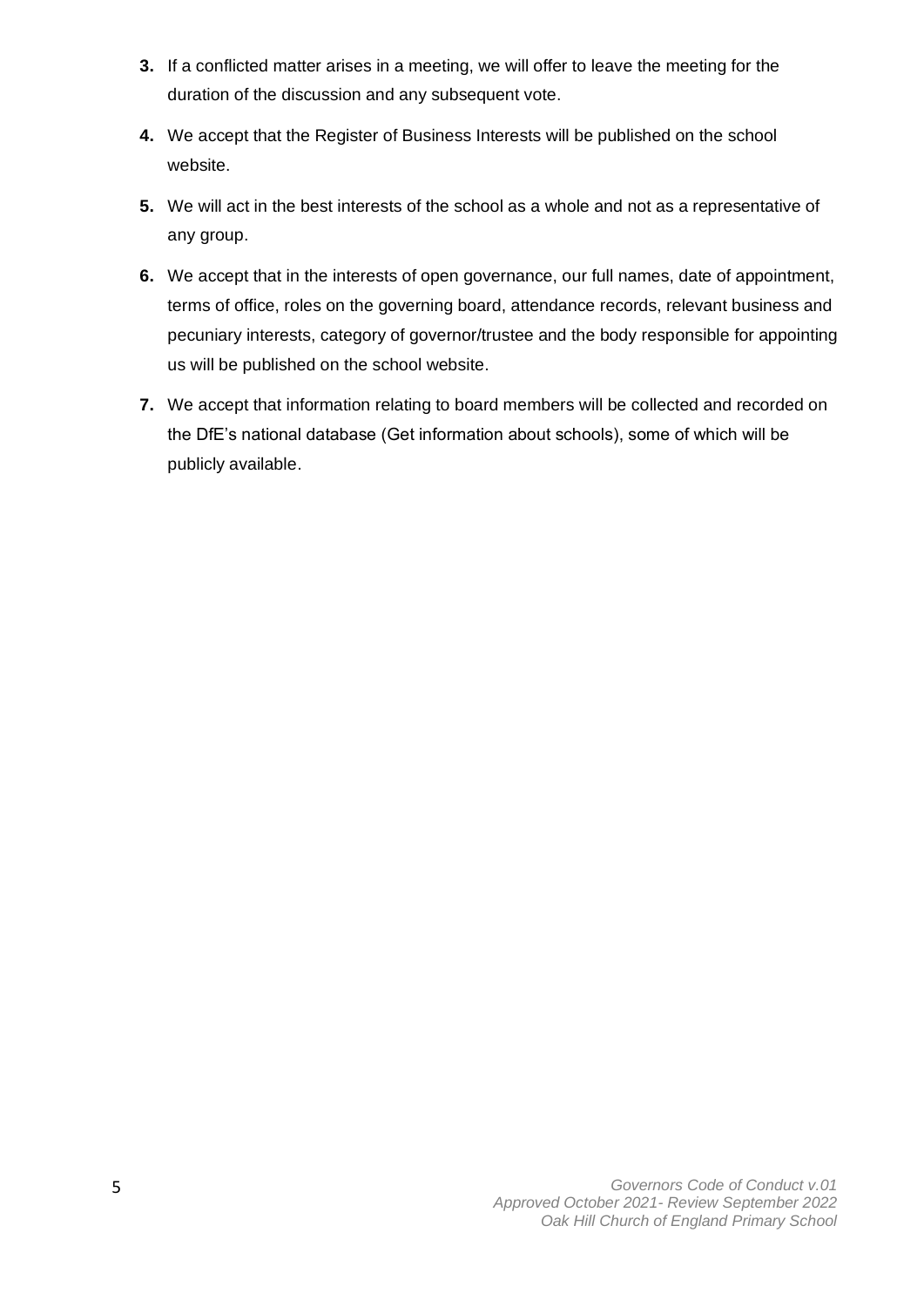3. If a conflicted matter arises in a meeting, we will offer to leave the meeting for the duration of the discussion and any subsequent vote.
4. We accept that the Register of Business Interests will be published on the school website.
5. We will act in the best interests of the school as a whole and not as a representative of any group.
6. We accept that in the interests of open governance, our full names, date of appointment, terms of office, roles on the governing board, attendance records, relevant business and pecuniary interests, category of governor/trustee and the body responsible for appointing us will be published on the school website.
7. We accept that information relating to board members will be collected and recorded on the DfE's national database (Get information about schools), some of which will be publicly available.